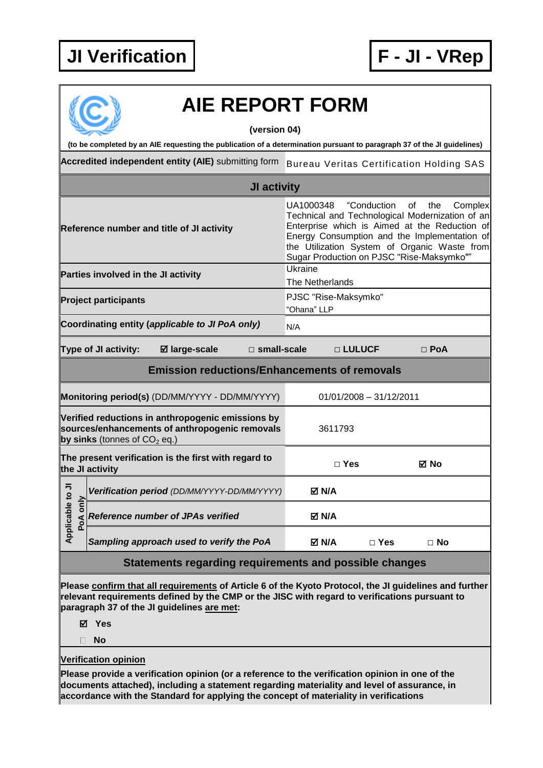**JI Verification** | **F - JI - VRep**

# AIE REPORT FORM

**(version 04)**

**(to be completed by an AIE requesting the publication of a determination pursuant to paragraph 37 of the JI guidelines)**

| **Accredited independent entity (AIE)** submitting form | Bureau Veritas Certification Holding SAS |
|---|---|
| **JI activity** | |
| **Reference number and title of JI activity** | UA1000348 "Conduction of the Complex Technical and Technological Modernization of an Enterprise which is Aimed at the Reduction of Energy Consumption and the Implementation of the Utilization System of Organic Waste from Sugar Production on PJSC "Rise-Maksymko"" |
| **Parties involved in the JI activity** | Ukraine<br>The Netherlands |
| **Project participants** | PJSC "Rise-Maksymko"<br>"Ohana" LLP |
| **Coordinating entity (*applicable to JI PoA only*)** | N/A |

| **Type of JI activity:** | ☑ **large-scale** | □ **small-scale** | □ **LULUCF** | □ **PoA** |
|---|---|---|---|---|

| **Emission reductions/Enhancements of removals** | | |
|---|---|---|
| **Monitoring period(s)** (DD/MM/YYYY - DD/MM/YYYY) | 01/01/2008 – 31/12/2011 | |
| **Verified reductions in anthropogenic emissions by sources/enhancements of anthropogenic removals by sinks** (tonnes of $CO_2$ eq.) | 3611793 | |
| **The present verification is the first with regard to the JI activity** | □ **Yes** | ☑ **No** |
| **Applicable to JI PoA only:** ***Verification period*** *(DD/MM/YYYY-DD/MM/YYYY)* | ☑ **N/A** | |
| **Applicable to JI PoA only:** ***Reference number of JPAs verified*** | ☑ **N/A** | |
| **Applicable to JI PoA only:** ***Sampling approach used to verify the PoA*** | ☑ **N/A** □ **Yes** | □ **No** |

## Statements regarding requirements and possible changes

**Please confirm that all requirements of Article 6 of the Kyoto Protocol, the JI guidelines and further relevant requirements defined by the CMP or the JISC with regard to verifications pursuant to paragraph 37 of the JI guidelines are met:**

☑ **Yes**

□ **No**

**Verification opinion**

**Please provide a verification opinion (or a reference to the verification opinion in one of the documents attached), including a statement regarding materiality and level of assurance, in accordance with the Standard for applying the concept of materiality in verifications**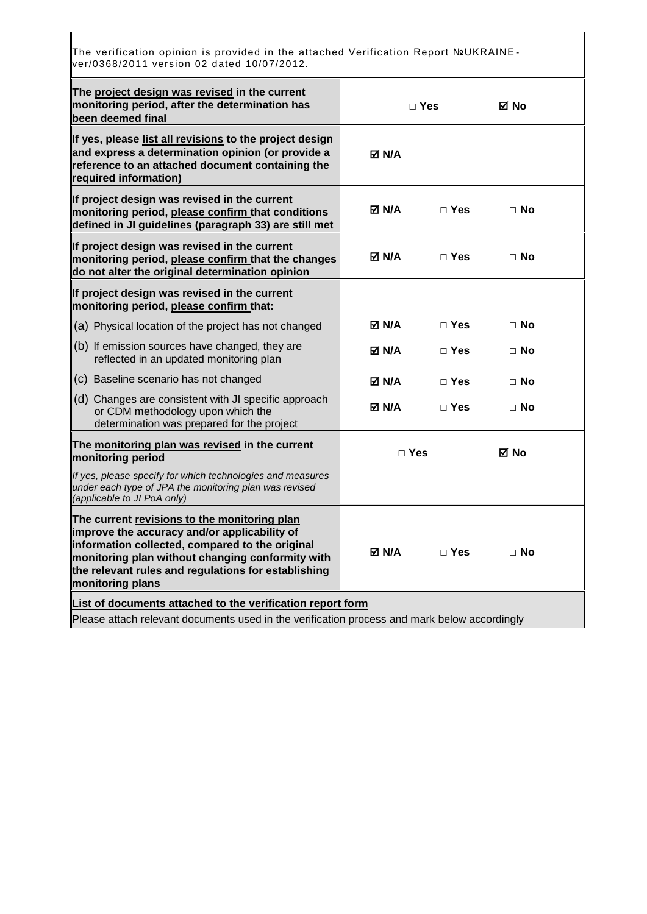The verification opinion is provided in the attached Verification Report №UKRAINE-ver/0368/2011 version 02 dated 10/07/2012.

| | | | |
|---|---|---|---|
| **The project design was revised in the current monitoring period, after the determination has been deemed final** | | □ **Yes** | ☑ **No** |
| **If yes, please list all revisions to the project design and express a determination opinion (or provide a reference to an attached document containing the required information)** | ☑ **N/A** | | |
| **If project design was revised in the current monitoring period, please confirm that conditions defined in JI guidelines (paragraph 33) are still met** | ☑ **N/A** | □ **Yes** | □ **No** |
| **If project design was revised in the current monitoring period, please confirm that the changes do not alter the original determination opinion** | ☑ **N/A** | □ **Yes** | □ **No** |
| **If project design was revised in the current monitoring period, please confirm that:** | | | |
| (a) Physical location of the project has not changed | ☑ **N/A** | □ **Yes** | □ **No** |
| (b) If emission sources have changed, they are reflected in an updated monitoring plan | ☑ **N/A** | □ **Yes** | □ **No** |
| (c) Baseline scenario has not changed | ☑ **N/A** | □ **Yes** | □ **No** |
| (d) Changes are consistent with JI specific approach or CDM methodology upon which the determination was prepared for the project | ☑ **N/A** | □ **Yes** | □ **No** |
| **The monitoring plan was revised in the current monitoring period**<br>*If yes, please specify for which technologies and measures under each type of JPA the monitoring plan was revised (applicable to JI PoA only)* | | □ **Yes** | ☑ **No** |
| **The current revisions to the monitoring plan improve the accuracy and/or applicability of information collected, compared to the original monitoring plan without changing conformity with the relevant rules and regulations for establishing monitoring plans** | ☑ **N/A** | □ **Yes** | □ **No** |

**List of documents attached to the verification report form**

Please attach relevant documents used in the verification process and mark below accordingly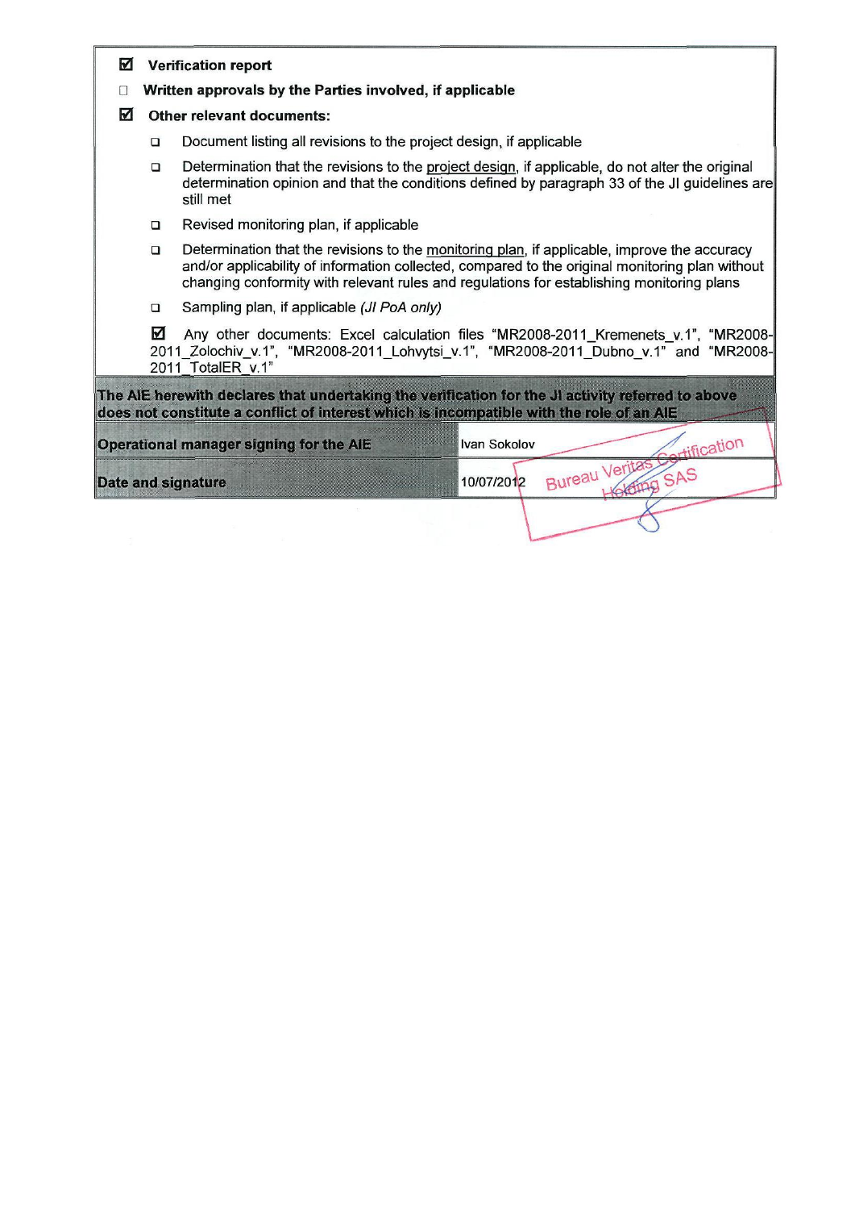- ☑ **Verification report**
- ☐ **Written approvals by the Parties involved, if applicable**
- ☑ **Other relevant documents:**
  - ☐ Document listing all revisions to the project design, if applicable
  - ☐ Determination that the revisions to the project design, if applicable, do not alter the original determination opinion and that the conditions defined by paragraph 33 of the JI guidelines are still met
  - ☐ Revised monitoring plan, if applicable
  - ☐ Determination that the revisions to the monitoring plan, if applicable, improve the accuracy and/or applicability of information collected, compared to the original monitoring plan without changing conformity with relevant rules and regulations for establishing monitoring plans
  - ☐ Sampling plan, if applicable *(JI PoA only)*
  - ☑ Any other documents: Excel calculation files "MR2008-2011_Kremenets_v.1", "MR2008-2011_Zolochiv_v.1", "MR2008-2011_Lohvytsi_v.1", "MR2008-2011_Dubno_v.1" and "MR2008-2011_TotalER_v.1"

| The AIE herewith declares that undertaking the verification for the JI activity referred to above does not constitute a conflict of interest which is incompatible with the role of an AIE | |
|---|---|
| **Operational manager signing for the AIE** | Ivan Sokolov |
| **Date and signature** | 10/07/2012 Bureau Veritas Certification Holding SAS |